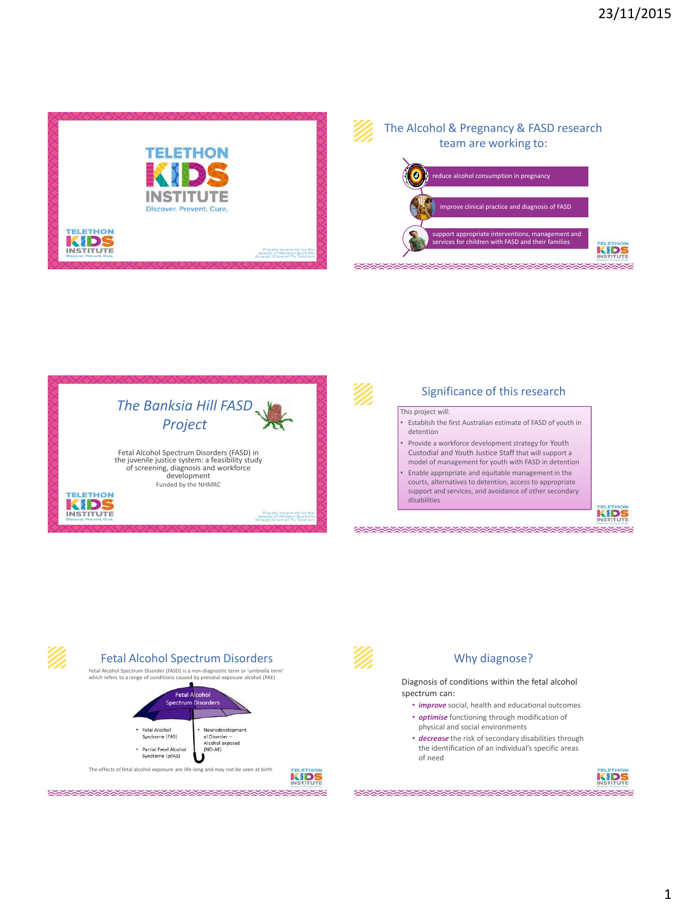TELETHON KIDS INSTITUTE

Discover. Prevent. Cure.

Proudly supported by the people of Western Australia through Channel 7's Telethon

## The Alcohol & Pregnancy & FASD research team are working to:

- reduce alcohol consumption in pregnancy
- improve clinical practice and diagnosis of FASD
- support appropriate interventions, management and services for children with FASD and their families

## *The Banksia Hill FASD Project*

Fetal Alcohol Spectrum Disorders (FASD) in the juvenile justice system: a feasibility study of screening, diagnosis and workforce development

Funded by the NHMRC

Proudly supported by the people of Western Australia through Channel 7's Telethon

## Significance of this research

This project will:

- Establish the first Australian estimate of FASD of youth in detention
- Provide a workforce development strategy for Youth Custodial and Youth Justice Staff that will support a model of management for youth with FASD in detention
- Enable appropriate and equitable management in the courts, alternatives to detention, access to appropriate support and services, and avoidance of other secondary disabilities

## Fetal Alcohol Spectrum Disorders

Fetal Alcohol Spectrum Disorder (FASD) is a non-diagnostic term or 'umbrella term' which refers to a range of conditions caused by prenatal exposure alcohol (PAE)

Fetal Alcohol Spectrum Disorders

- Fetal Alcohol Syndrome (FAS)
- Partial Fetal Alcohol Syndrome (pFAS)
- Neurodevelopmental Disorder – Alcohol exposed (ND-AE)

The effects of fetal alcohol exposure are life-long and may not be seen at birth

## Why diagnose?

Diagnosis of conditions within the fetal alcohol spectrum can:

- ***improve*** social, health and educational outcomes
- ***optimise*** functioning through modification of physical and social environments
- ***decrease*** the risk of secondary disabilities through the identification of an individual's specific areas of need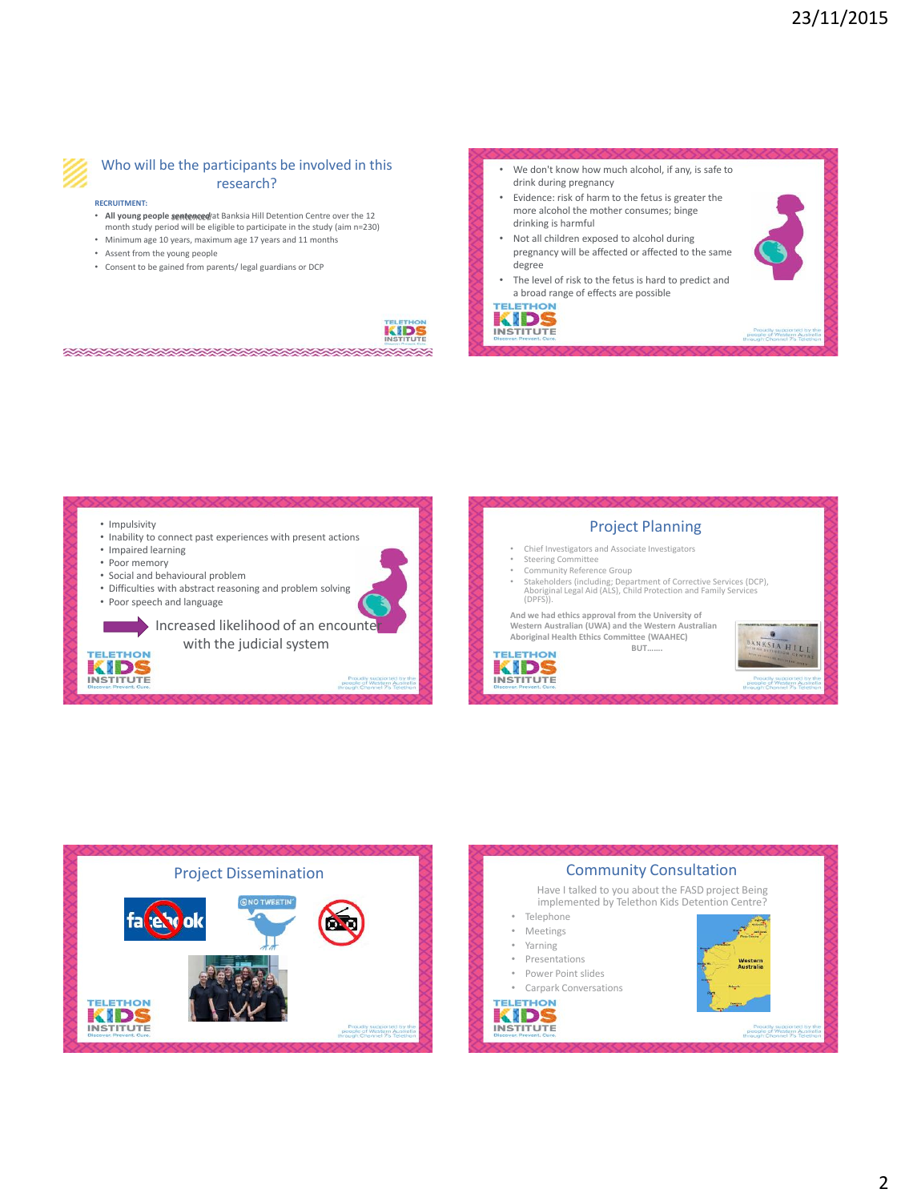## Who will the participants be involved in this research?

**RECRUITMENT:**

- **All young people** ~~sentenced~~ at Banksia Hill Detention Centre over the 12 month study period will be eligible to participate in the study (aim n=230)
- Minimum age 10 years, maximum age 17 years and 11 months
- Assent from the young people
- Consent to be gained from parents/ legal guardians or DCP

---

- We don't know how much alcohol, if any, is safe to drink during pregnancy
- Evidence: risk of harm to the fetus is greater the more alcohol the mother consumes; binge drinking is harmful
- Not all children exposed to alcohol during pregnancy will be affected or affected to the same degree
- The level of risk to the fetus is hard to predict and a broad range of effects are possible

---

- Impulsivity
- Inability to connect past experiences with present actions
- Impaired learning
- Poor memory
- Social and behavioural problem
- Difficulties with abstract reasoning and problem solving
- Poor speech and language

→ Increased likelihood of an encounter with the judicial system

---

## Project Planning

- Chief Investigators and Associate Investigators
- Steering Committee
- Community Reference Group
- Stakeholders (including; Department of Corrective Services (DCP), Aboriginal Legal Aid (ALS), Child Protection and Family Services (DPFS)).

**And we had ethics approval from the University of Western Australian (UWA) and the Western Australian Aboriginal Health Ethics Committee (WAAHEC)**

**BUT.......**

---

## Project Dissemination

---

## Community Consultation

Have I talked to you about the FASD project Being implemented by Telethon Kids Detention Centre?

- Telephone
- Meetings
- Yarning
- Presentations
- Power Point slides
- Carpark Conversations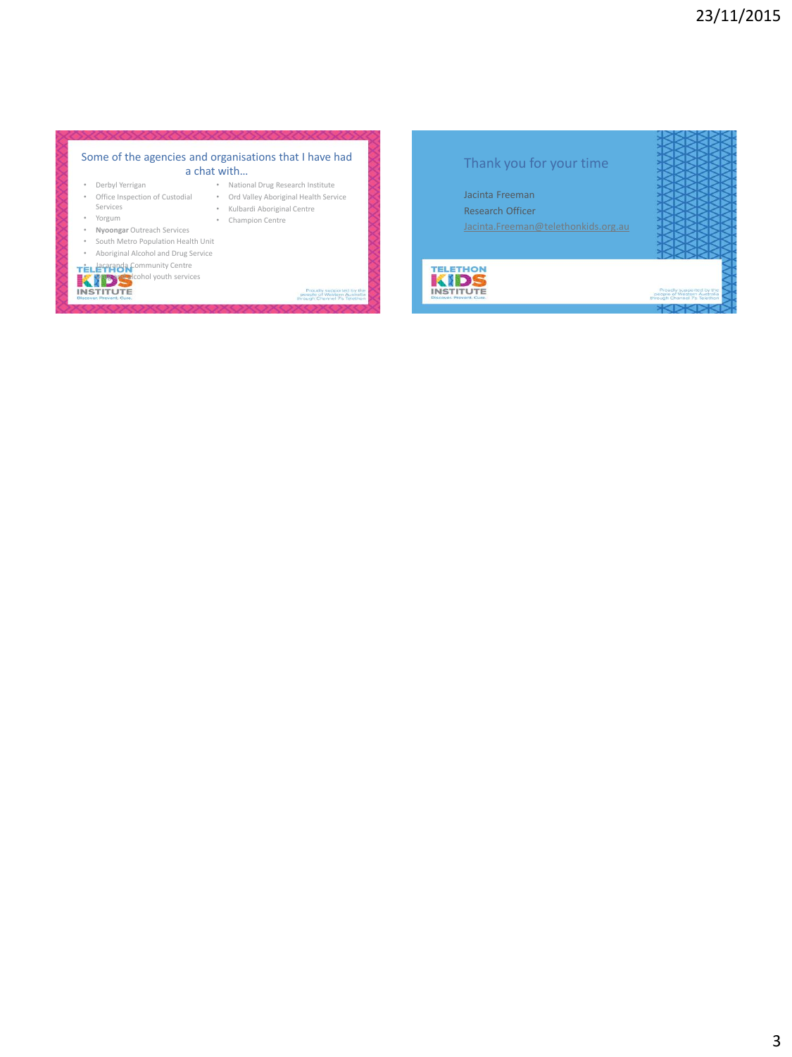## Some of the agencies and organisations that I have had a chat with…

- Derbyl Yerrigan
- Office Inspection of Custodial Services
- Yorgum
- **Nyoongar** Outreach Services
- South Metro Population Health Unit
- Aboriginal Alcohol and Drug Service
- Jacaranda Community Centre
- …lcohol youth services
- National Drug Research Institute
- Ord Valley Aboriginal Health Service
- Kulbardi Aboriginal Centre
- Champion Centre

TELETHON KIDS INSTITUTE
Discover. Prevent. Cure.

Proudly supported by the people of Western Australia through Channel 7's Telethon

## Thank you for your time

Jacinta Freeman

Research Officer

Jacinta.Freeman@telethonkids.org.au

TELETHON KIDS INSTITUTE
Discover. Prevent. Cure.

Proudly supported by the people of Western Australia through Channel 7's Telethon